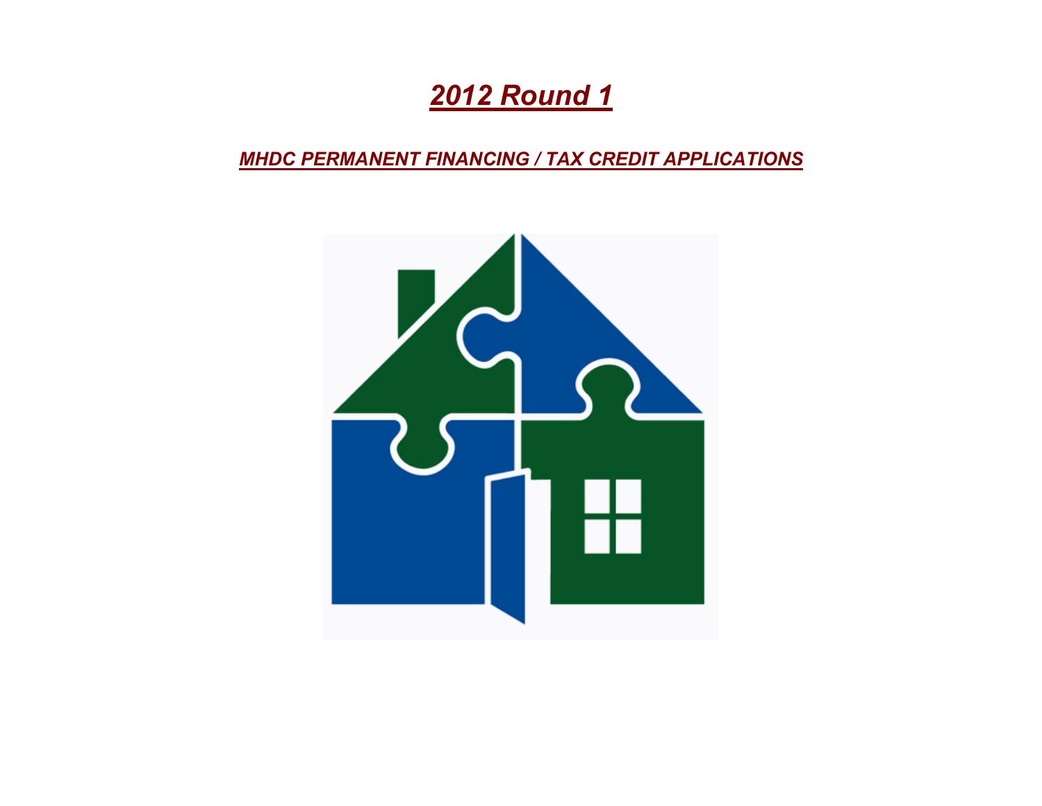# *2012 Round 1*

## *MHDC PERMANENT FINANCING / TAX CREDIT APPLICATIONS*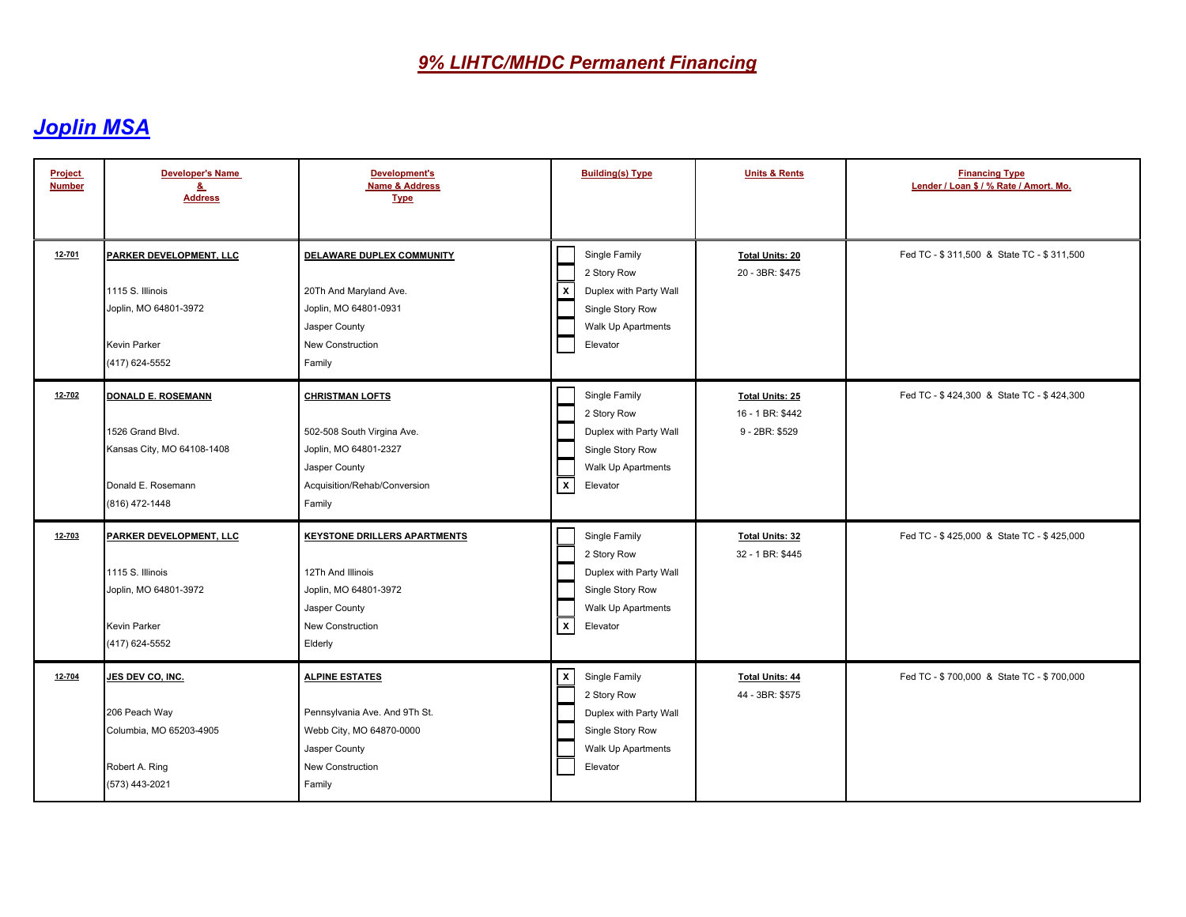# 9% LIHTC/MHDC Permanent Financing

## Joplin MSA

| Project Number | Developer's Name & Address | Development's Name & Address Type | Building(s) Type | Units & Rents | Financing Type Lender / Loan $ / % Rate / Amort. Mo. |
|---|---|---|---|---|---|
| 12-701 | **PARKER DEVELOPMENT, LLC**<br><br>1115 S. Illinois<br>Joplin, MO 64801-3972<br><br>Kevin Parker<br>(417) 624-5552 | **DELAWARE DUPLEX COMMUNITY**<br><br>20Th And Maryland Ave.<br>Joplin, MO 64801-0931<br>Jasper County<br>New Construction<br>Family | [ ] Single Family<br>[ ] 2 Story Row<br>[X] Duplex with Party Wall<br>[ ] Single Story Row<br>[ ] Walk Up Apartments<br>[ ] Elevator | **Total Units: 20**<br>20 - 3BR: $475 | Fed TC - $ 311,500 & State TC - $ 311,500 |
| 12-702 | **DONALD E. ROSEMANN**<br><br>1526 Grand Blvd.<br>Kansas City, MO 64108-1408<br><br>Donald E. Rosemann<br>(816) 472-1448 | **CHRISTMAN LOFTS**<br><br>502-508 South Virgina Ave.<br>Joplin, MO 64801-2327<br>Jasper County<br>Acquisition/Rehab/Conversion<br>Family | [ ] Single Family<br>[ ] 2 Story Row<br>[ ] Duplex with Party Wall<br>[ ] Single Story Row<br>[ ] Walk Up Apartments<br>[X] Elevator | **Total Units: 25**<br>16 - 1 BR: $442<br>9 - 2BR: $529 | Fed TC - $ 424,300 & State TC - $ 424,300 |
| 12-703 | **PARKER DEVELOPMENT, LLC**<br><br>1115 S. Illinois<br>Joplin, MO 64801-3972<br><br>Kevin Parker<br>(417) 624-5552 | **KEYSTONE DRILLERS APARTMENTS**<br><br>12Th And Illinois<br>Joplin, MO 64801-3972<br>Jasper County<br>New Construction<br>Elderly | [ ] Single Family<br>[ ] 2 Story Row<br>[ ] Duplex with Party Wall<br>[ ] Single Story Row<br>[ ] Walk Up Apartments<br>[X] Elevator | **Total Units: 32**<br>32 - 1 BR: $445 | Fed TC - $ 425,000 & State TC - $ 425,000 |
| 12-704 | **JES DEV CO, INC.**<br><br>206 Peach Way<br>Columbia, MO 65203-4905<br><br>Robert A. Ring<br>(573) 443-2021 | **ALPINE ESTATES**<br><br>Pennsylvania Ave. And 9Th St.<br>Webb City, MO 64870-0000<br>Jasper County<br>New Construction<br>Family | [X] Single Family<br>[ ] 2 Story Row<br>[ ] Duplex with Party Wall<br>[ ] Single Story Row<br>[ ] Walk Up Apartments<br>[ ] Elevator | **Total Units: 44**<br>44 - 3BR: $575 | Fed TC - $ 700,000 & State TC - $ 700,000 |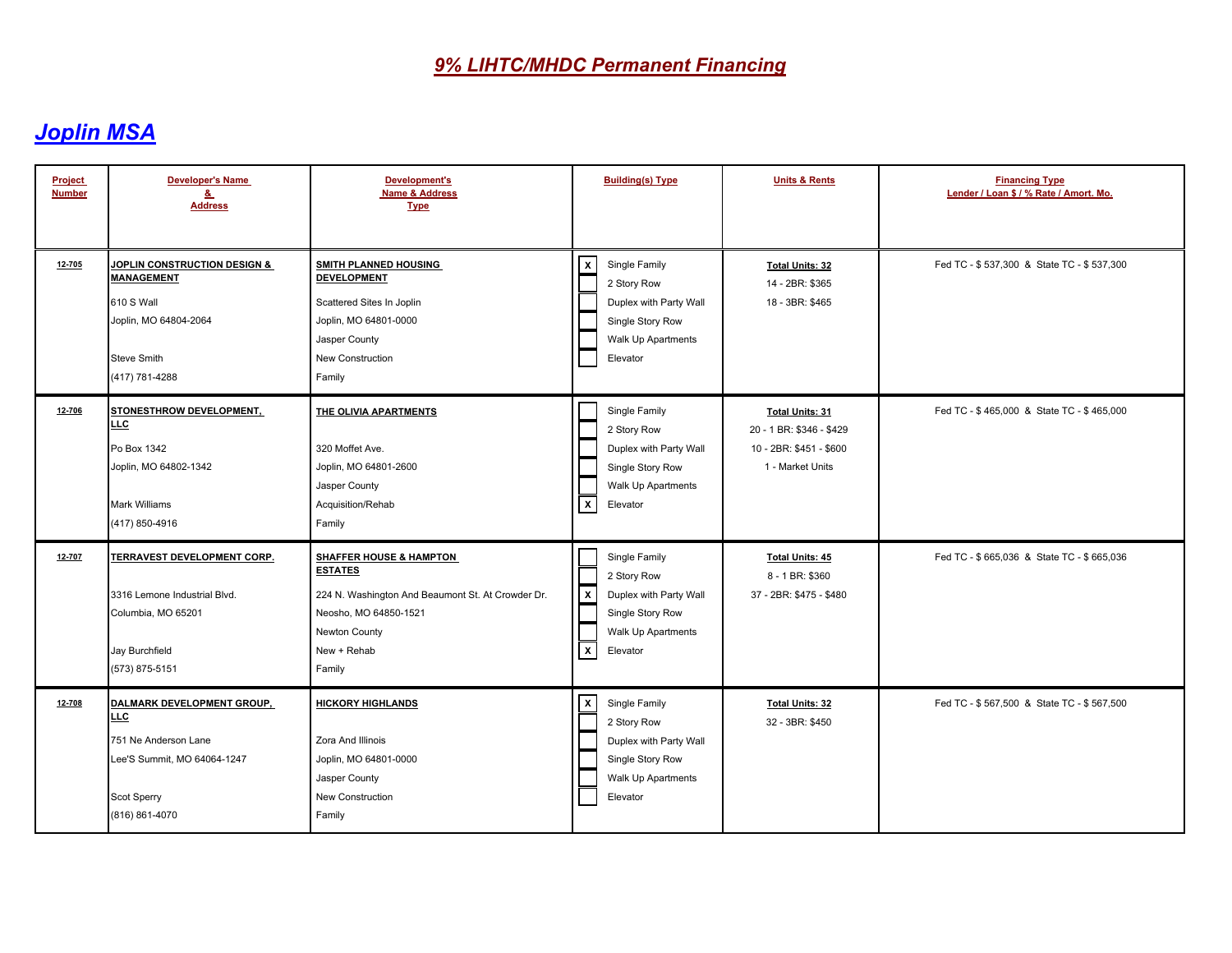# 9% LIHTC/MHDC Permanent Financing

## Joplin MSA

| Project Number | Developer's Name & Address | Development's Name & Address Type | Building(s) Type | Units & Rents | Financing Type Lender / Loan $ / % Rate / Amort. Mo. |
|---|---|---|---|---|---|
| 12-705 | **JOPLIN CONSTRUCTION DESIGN & MANAGEMENT**<br>610 S Wall<br>Joplin, MO 64804-2064<br><br>Steve Smith<br>(417) 781-4288 | **SMITH PLANNED HOUSING DEVELOPMENT**<br>Scattered Sites In Joplin<br>Joplin, MO 64801-0000<br>Jasper County<br>New Construction<br>Family | [X] Single Family<br>[ ] 2 Story Row<br>[ ] Duplex with Party Wall<br>[ ] Single Story Row<br>[ ] Walk Up Apartments<br>[ ] Elevator | **Total Units: 32**<br>14 - 2BR: $365<br>18 - 3BR: $465 | Fed TC - $ 537,300 & State TC - $ 537,300 |
| 12-706 | **STONESTHROW DEVELOPMENT, LLC**<br>Po Box 1342<br>Joplin, MO 64802-1342<br><br>Mark Williams<br>(417) 850-4916 | **THE OLIVIA APARTMENTS**<br>320 Moffet Ave.<br>Joplin, MO 64801-2600<br>Jasper County<br>Acquisition/Rehab<br>Family | [ ] Single Family<br>[ ] 2 Story Row<br>[ ] Duplex with Party Wall<br>[ ] Single Story Row<br>[ ] Walk Up Apartments<br>[X] Elevator | **Total Units: 31**<br>20 - 1 BR: $346 - $429<br>10 - 2BR: $451 - $600<br>1 - Market Units | Fed TC - $ 465,000 & State TC - $ 465,000 |
| 12-707 | **TERRAVEST DEVELOPMENT CORP.**<br>3316 Lemone Industrial Blvd.<br>Columbia, MO 65201<br><br>Jay Burchfield<br>(573) 875-5151 | **SHAFFER HOUSE & HAMPTON ESTATES**<br>224 N. Washington And Beaumont St. At Crowder Dr.<br>Neosho, MO 64850-1521<br>Newton County<br>New + Rehab<br>Family | [ ] Single Family<br>[ ] 2 Story Row<br>[X] Duplex with Party Wall<br>[ ] Single Story Row<br>[ ] Walk Up Apartments<br>[X] Elevator | **Total Units: 45**<br>8 - 1 BR: $360<br>37 - 2BR: $475 - $480 | Fed TC - $ 665,036 & State TC - $ 665,036 |
| 12-708 | **DALMARK DEVELOPMENT GROUP, LLC**<br>751 Ne Anderson Lane<br>Lee'S Summit, MO 64064-1247<br><br>Scot Sperry<br>(816) 861-4070 | **HICKORY HIGHLANDS**<br>Zora And Illinois<br>Joplin, MO 64801-0000<br>Jasper County<br>New Construction<br>Family | [X] Single Family<br>[ ] 2 Story Row<br>[ ] Duplex with Party Wall<br>[ ] Single Story Row<br>[ ] Walk Up Apartments<br>[ ] Elevator | **Total Units: 32**<br>32 - 3BR: $450 | Fed TC - $ 567,500 & State TC - $ 567,500 |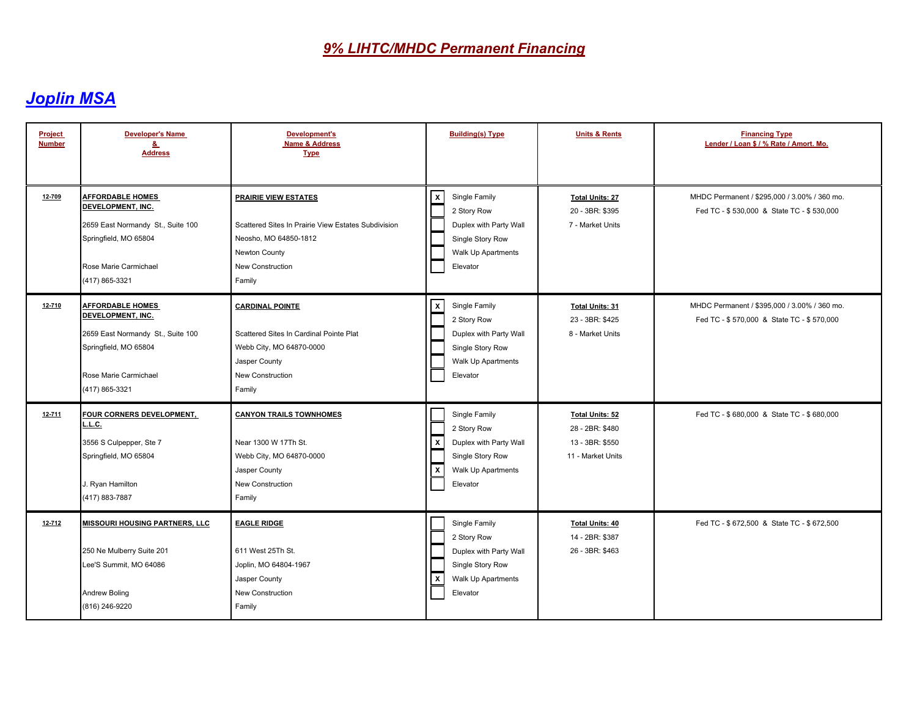# 9% LIHTC/MHDC Permanent Financing

## Joplin MSA

| Project Number | Developer's Name & Address | Development's Name & Address Type | Building(s) Type | Units & Rents | Financing Type Lender / Loan $ / % Rate / Amort. Mo. |
|---|---|---|---|---|---|
| 12-709 | **AFFORDABLE HOMES DEVELOPMENT, INC.**<br>2659 East Normandy St., Suite 100<br>Springfield, MO 65804<br>Rose Marie Carmichael<br>(417) 865-3321 | **PRAIRIE VIEW ESTATES**<br>Scattered Sites In Prairie View Estates Subdivision<br>Neosho, MO 64850-1812<br>Newton County<br>New Construction<br>Family | [X] Single Family<br>[ ] 2 Story Row<br>[ ] Duplex with Party Wall<br>[ ] Single Story Row<br>[ ] Walk Up Apartments<br>[ ] Elevator | **Total Units: 27**<br>20 - 3BR: $395<br>7 - Market Units | MHDC Permanent / $295,000 / 3.00% / 360 mo.<br>Fed TC - $ 530,000 & State TC - $ 530,000 |
| 12-710 | **AFFORDABLE HOMES DEVELOPMENT, INC.**<br>2659 East Normandy St., Suite 100<br>Springfield, MO 65804<br>Rose Marie Carmichael<br>(417) 865-3321 | **CARDINAL POINTE**<br>Scattered Sites In Cardinal Pointe Plat<br>Webb City, MO 64870-0000<br>Jasper County<br>New Construction<br>Family | [X] Single Family<br>[ ] 2 Story Row<br>[ ] Duplex with Party Wall<br>[ ] Single Story Row<br>[ ] Walk Up Apartments<br>[ ] Elevator | **Total Units: 31**<br>23 - 3BR: $425<br>8 - Market Units | MHDC Permanent / $395,000 / 3.00% / 360 mo.<br>Fed TC - $ 570,000 & State TC - $ 570,000 |
| 12-711 | **FOUR CORNERS DEVELOPMENT, L.L.C.**<br>3556 S Culpepper, Ste 7<br>Springfield, MO 65804<br>J. Ryan Hamilton<br>(417) 883-7887 | **CANYON TRAILS TOWNHOMES**<br>Near 1300 W 17Th St.<br>Webb City, MO 64870-0000<br>Jasper County<br>New Construction<br>Family | [ ] Single Family<br>[ ] 2 Story Row<br>[X] Duplex with Party Wall<br>[ ] Single Story Row<br>[X] Walk Up Apartments<br>[ ] Elevator | **Total Units: 52**<br>28 - 2BR: $480<br>13 - 3BR: $550<br>11 - Market Units | Fed TC - $ 680,000 & State TC - $ 680,000 |
| 12-712 | **MISSOURI HOUSING PARTNERS, LLC**<br>250 Ne Mulberry Suite 201<br>Lee'S Summit, MO 64086<br>Andrew Boling<br>(816) 246-9220 | **EAGLE RIDGE**<br>611 West 25Th St.<br>Joplin, MO 64804-1967<br>Jasper County<br>New Construction<br>Family | [ ] Single Family<br>[ ] 2 Story Row<br>[ ] Duplex with Party Wall<br>[ ] Single Story Row<br>[X] Walk Up Apartments<br>[ ] Elevator | **Total Units: 40**<br>14 - 2BR: $387<br>26 - 3BR: $463 | Fed TC - $ 672,500 & State TC - $ 672,500 |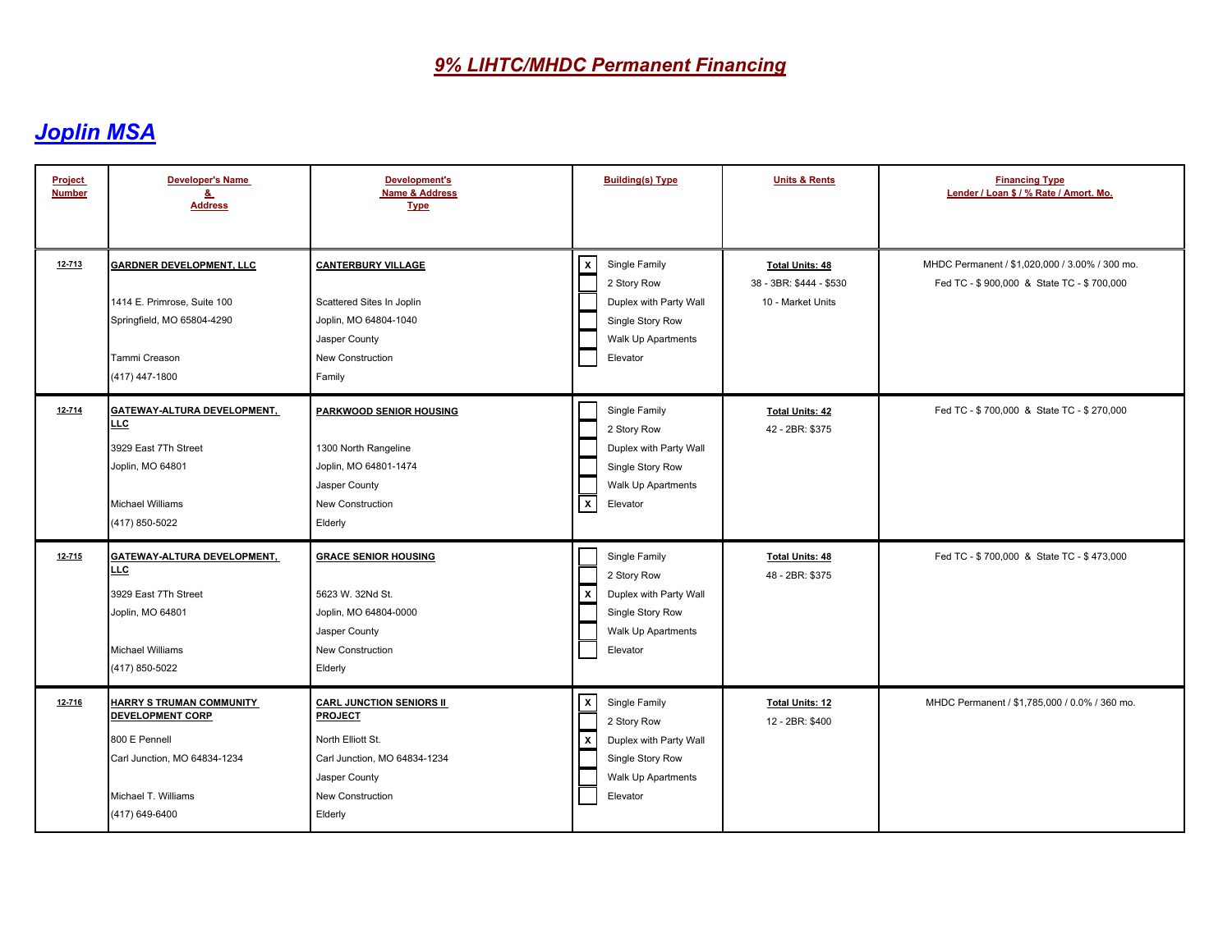# 9% LIHTC/MHDC Permanent Financing

## Joplin MSA

| Project Number | Developer's Name & Address | Development's Name & Address Type | Building(s) Type | Units & Rents | Financing Type Lender / Loan $ / % Rate / Amort. Mo. |
|---|---|---|---|---|---|
| 12-713 | **GARDNER DEVELOPMENT, LLC**<br>1414 E. Primrose, Suite 100<br>Springfield, MO 65804-4290<br>Tammi Creason<br>(417) 447-1800 | **CANTERBURY VILLAGE**<br>Scattered Sites In Joplin<br>Joplin, MO 64804-1040<br>Jasper County<br>New Construction<br>Family | [X] Single Family<br>[ ] 2 Story Row<br>[ ] Duplex with Party Wall<br>[ ] Single Story Row<br>[ ] Walk Up Apartments<br>[ ] Elevator | **Total Units: 48**<br>38 - 3BR: $444 - $530<br>10 - Market Units | MHDC Permanent / $1,020,000 / 3.00% / 300 mo.<br>Fed TC - $ 900,000 & State TC - $ 700,000 |
| 12-714 | **GATEWAY-ALTURA DEVELOPMENT, LLC**<br>3929 East 7Th Street<br>Joplin, MO 64801<br>Michael Williams<br>(417) 850-5022 | **PARKWOOD SENIOR HOUSING**<br>1300 North Rangeline<br>Joplin, MO 64801-1474<br>Jasper County<br>New Construction<br>Elderly | [ ] Single Family<br>[ ] 2 Story Row<br>[ ] Duplex with Party Wall<br>[ ] Single Story Row<br>[ ] Walk Up Apartments<br>[X] Elevator | **Total Units: 42**<br>42 - 2BR: $375 | Fed TC - $ 700,000 & State TC - $ 270,000 |
| 12-715 | **GATEWAY-ALTURA DEVELOPMENT, LLC**<br>3929 East 7Th Street<br>Joplin, MO 64801<br>Michael Williams<br>(417) 850-5022 | **GRACE SENIOR HOUSING**<br>5623 W. 32Nd St.<br>Joplin, MO 64804-0000<br>Jasper County<br>New Construction<br>Elderly | [ ] Single Family<br>[ ] 2 Story Row<br>[X] Duplex with Party Wall<br>[ ] Single Story Row<br>[ ] Walk Up Apartments<br>[ ] Elevator | **Total Units: 48**<br>48 - 2BR: $375 | Fed TC - $ 700,000 & State TC - $ 473,000 |
| 12-716 | **HARRY S TRUMAN COMMUNITY DEVELOPMENT CORP**<br>800 E Pennell<br>Carl Junction, MO 64834-1234<br>Michael T. Williams<br>(417) 649-6400 | **CARL JUNCTION SENIORS II PROJECT**<br>North Elliott St.<br>Carl Junction, MO 64834-1234<br>Jasper County<br>New Construction<br>Elderly | [X] Single Family<br>[ ] 2 Story Row<br>[X] Duplex with Party Wall<br>[ ] Single Story Row<br>[ ] Walk Up Apartments<br>[ ] Elevator | **Total Units: 12**<br>12 - 2BR: $400 | MHDC Permanent / $1,785,000 / 0.0% / 360 mo. |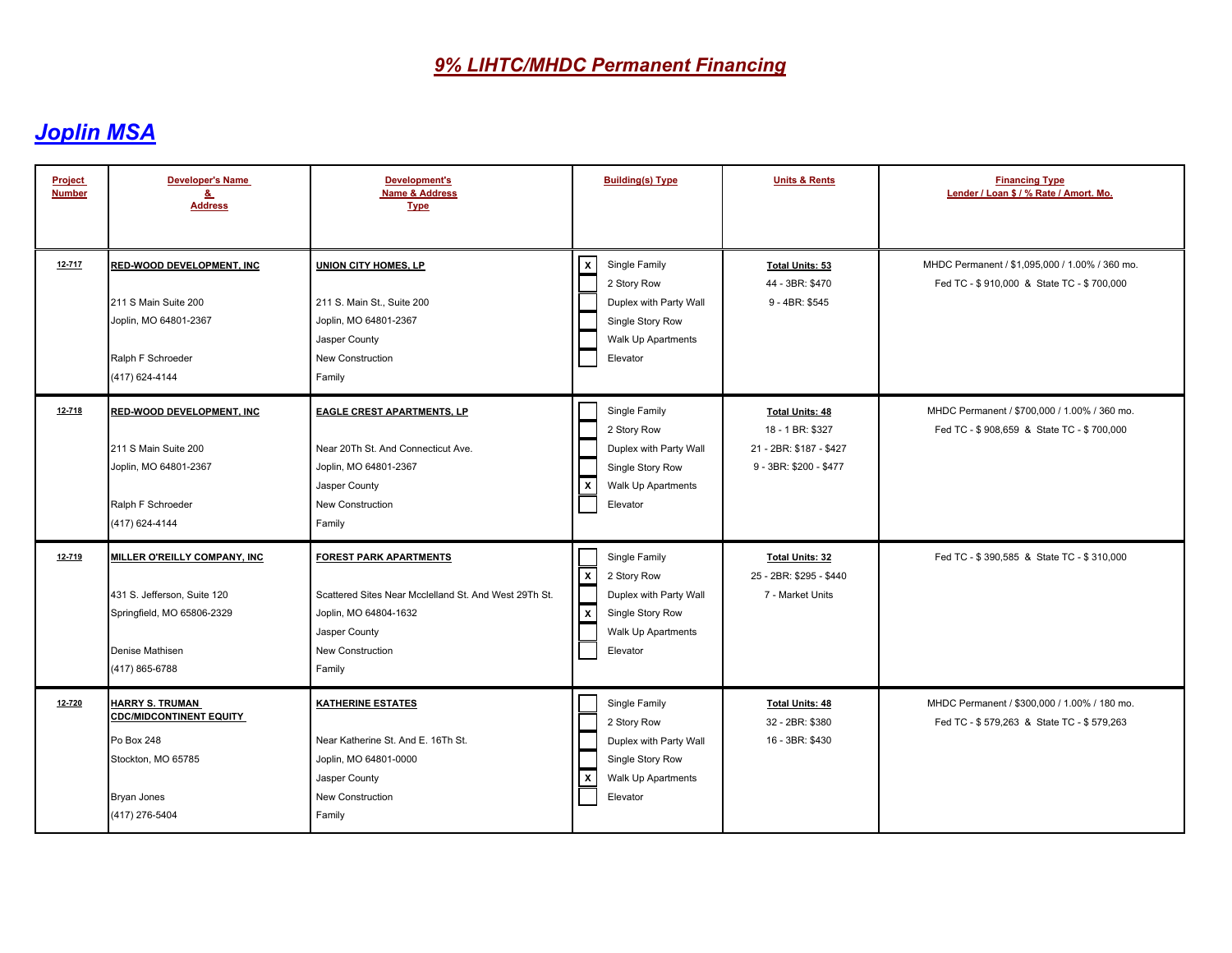# *9% LIHTC/MHDC Permanent Financing*

## *Joplin MSA*

| Project Number | Developer's Name & Address | Development's Name & Address Type | Building(s) Type | Units & Rents | Financing Type Lender / Loan $ / % Rate / Amort. Mo. |
|---|---|---|---|---|---|
| 12-717 | **RED-WOOD DEVELOPMENT, INC**<br><br>211 S Main Suite 200<br>Joplin, MO 64801-2367<br><br>Ralph F Schroeder<br>(417) 624-4144 | **UNION CITY HOMES, LP**<br><br>211 S. Main St., Suite 200<br>Joplin, MO 64801-2367<br>Jasper County<br>New Construction<br>Family | [X] Single Family<br>[ ] 2 Story Row<br>[ ] Duplex with Party Wall<br>[ ] Single Story Row<br>[ ] Walk Up Apartments<br>[ ] Elevator | **Total Units: 53**<br>44 - 3BR: $470<br>9 - 4BR: $545 | MHDC Permanent / $1,095,000 / 1.00% / 360 mo.<br>Fed TC - $ 910,000 & State TC - $ 700,000 |
| 12-718 | **RED-WOOD DEVELOPMENT, INC**<br><br>211 S Main Suite 200<br>Joplin, MO 64801-2367<br><br>Ralph F Schroeder<br>(417) 624-4144 | **EAGLE CREST APARTMENTS, LP**<br><br>Near 20Th St. And Connecticut Ave.<br>Joplin, MO 64801-2367<br>Jasper County<br>New Construction<br>Family | [ ] Single Family<br>[ ] 2 Story Row<br>[ ] Duplex with Party Wall<br>[ ] Single Story Row<br>[X] Walk Up Apartments<br>[ ] Elevator | **Total Units: 48**<br>18 - 1 BR: $327<br>21 - 2BR: $187 - $427<br>9 - 3BR: $200 - $477 | MHDC Permanent / $700,000 / 1.00% / 360 mo.<br>Fed TC - $ 908,659 & State TC - $ 700,000 |
| 12-719 | **MILLER O'REILLY COMPANY, INC**<br><br>431 S. Jefferson, Suite 120<br>Springfield, MO 65806-2329<br><br>Denise Mathisen<br>(417) 865-6788 | **FOREST PARK APARTMENTS**<br><br>Scattered Sites Near Mcclelland St. And West 29Th St.<br>Joplin, MO 64804-1632<br>Jasper County<br>New Construction<br>Family | [ ] Single Family<br>[X] 2 Story Row<br>[ ] Duplex with Party Wall<br>[X] Single Story Row<br>[ ] Walk Up Apartments<br>[ ] Elevator | **Total Units: 32**<br>25 - 2BR: $295 - $440<br>7 - Market Units | Fed TC - $ 390,585 & State TC - $ 310,000 |
| 12-720 | **HARRY S. TRUMAN CDC/MIDCONTINENT EQUITY**<br><br>Po Box 248<br>Stockton, MO 65785<br><br>Bryan Jones<br>(417) 276-5404 | **KATHERINE ESTATES**<br><br>Near Katherine St. And E. 16Th St.<br>Joplin, MO 64801-0000<br>Jasper County<br>New Construction<br>Family | [ ] Single Family<br>[ ] 2 Story Row<br>[ ] Duplex with Party Wall<br>[ ] Single Story Row<br>[X] Walk Up Apartments<br>[ ] Elevator | **Total Units: 48**<br>32 - 2BR: $380<br>16 - 3BR: $430 | MHDC Permanent / $300,000 / 1.00% / 180 mo.<br>Fed TC - $ 579,263 & State TC - $ 579,263 |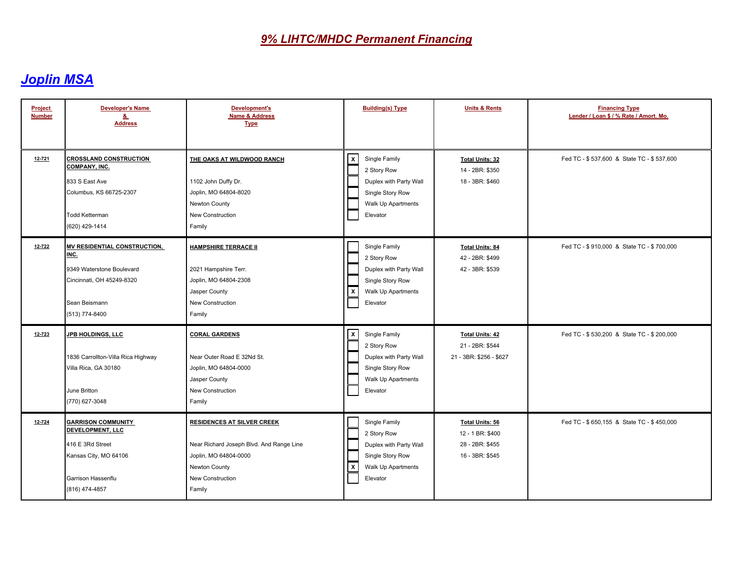# 9% LIHTC/MHDC Permanent Financing

## Joplin MSA

| Project Number | Developer's Name & Address | Development's Name & Address Type | Building(s) Type | Units & Rents | Financing Type Lender / Loan $ / % Rate / Amort. Mo. |
|---|---|---|---|---|---|
| 12-721 | **CROSSLAND CONSTRUCTION COMPANY, INC.**<br>833 S East Ave<br>Columbus, KS 66725-2307<br><br>Todd Ketterman<br>(620) 429-1414 | **THE OAKS AT WILDWOOD RANCH**<br><br>1102 John Duffy Dr.<br>Joplin, MO 64804-8020<br>Newton County<br>New Construction<br>Family | [X] Single Family<br>[ ] 2 Story Row<br>[ ] Duplex with Party Wall<br>[ ] Single Story Row<br>[ ] Walk Up Apartments<br>[ ] Elevator | **Total Units: 32**<br>14 - 2BR: $350<br>18 - 3BR: $460 | Fed TC - $ 537,600 & State TC - $ 537,600 |
| 12-722 | **MV RESIDENTIAL CONSTRUCTION, INC.**<br>9349 Waterstone Boulevard<br>Cincinnati, OH 45249-8320<br><br>Sean Beismann<br>(513) 774-8400 | **HAMPSHIRE TERRACE II**<br><br>2021 Hampshire Terr.<br>Joplin, MO 64804-2308<br>Jasper County<br>New Construction<br>Family | [ ] Single Family<br>[ ] 2 Story Row<br>[ ] Duplex with Party Wall<br>[ ] Single Story Row<br>[X] Walk Up Apartments<br>[ ] Elevator | **Total Units: 84**<br>42 - 2BR: $499<br>42 - 3BR: $539 | Fed TC - $ 910,000 & State TC - $ 700,000 |
| 12-723 | **JPB HOLDINGS, LLC**<br><br>1836 Carrollton-Villa Rica Highway<br>Villa Rica, GA 30180<br><br>June Britton<br>(770) 627-3048 | **CORAL GARDENS**<br><br>Near Outer Road E 32Nd St.<br>Joplin, MO 64804-0000<br>Jasper County<br>New Construction<br>Family | [X] Single Family<br>[ ] 2 Story Row<br>[ ] Duplex with Party Wall<br>[ ] Single Story Row<br>[ ] Walk Up Apartments<br>[ ] Elevator | **Total Units: 42**<br>21 - 2BR: $544<br>21 - 3BR: $256 - $627 | Fed TC - $ 530,200 & State TC - $ 200,000 |
| 12-724 | **GARRISON COMMUNITY DEVELOPMENT, LLC**<br>416 E 3Rd Street<br>Kansas City, MO 64106<br><br>Garrison Hassenflu<br>(816) 474-4857 | **RESIDENCES AT SILVER CREEK**<br><br>Near Richard Joseph Blvd. And Range Line<br>Joplin, MO 64804-0000<br>Newton County<br>New Construction<br>Family | [ ] Single Family<br>[ ] 2 Story Row<br>[ ] Duplex with Party Wall<br>[ ] Single Story Row<br>[X] Walk Up Apartments<br>[ ] Elevator | **Total Units: 56**<br>12 - 1 BR: $400<br>28 - 2BR: $455<br>16 - 3BR: $545 | Fed TC - $ 650,155 & State TC - $ 450,000 |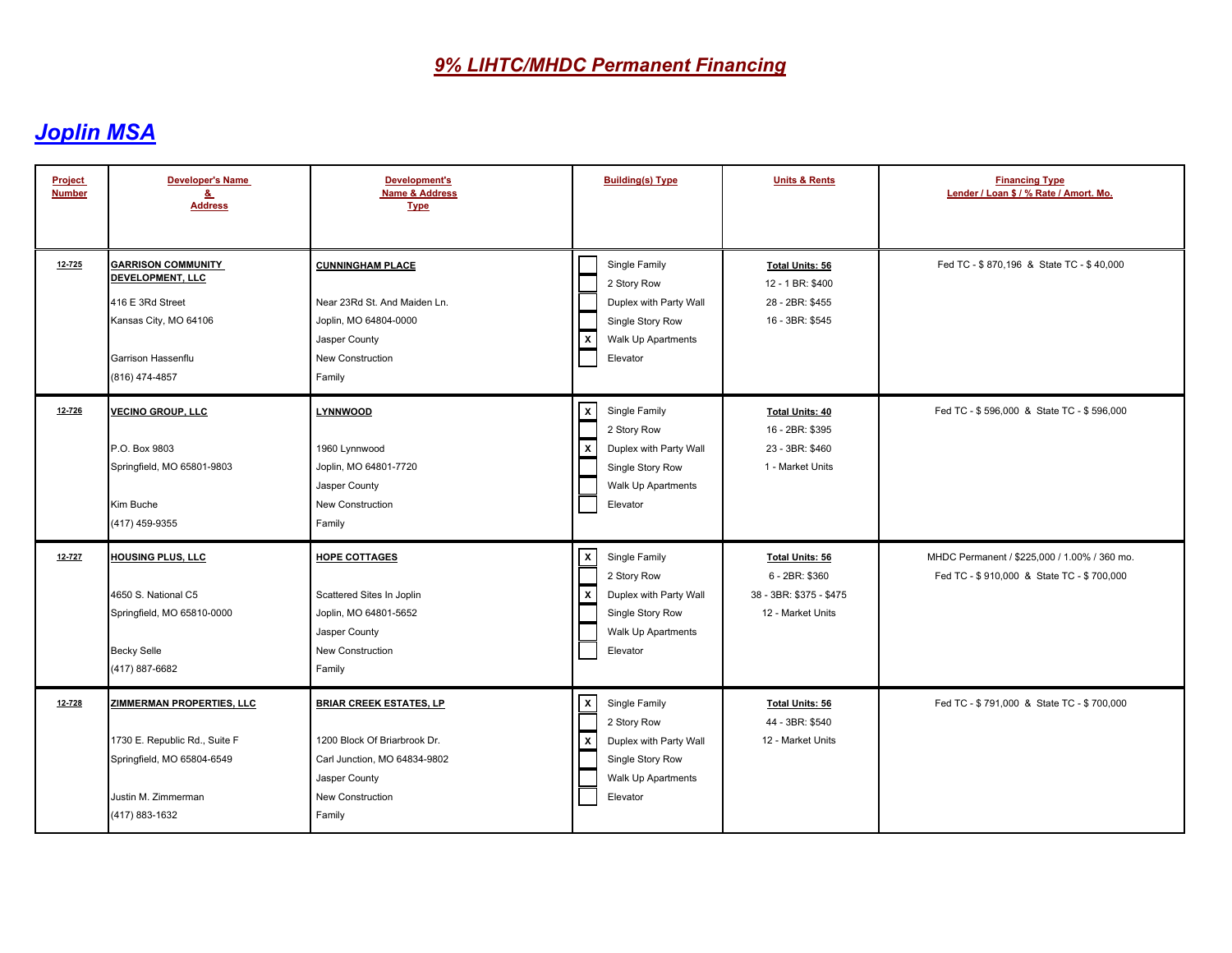# 9% LIHTC/MHDC Permanent Financing

## Joplin MSA

| Project Number | Developer's Name & Address | Development's Name & Address Type | Building(s) Type | Units & Rents | Financing Type Lender / Loan $ / % Rate / Amort. Mo. |
|---|---|---|---|---|---|
| 12-725 | **GARRISON COMMUNITY DEVELOPMENT, LLC**<br><br>416 E 3Rd Street<br>Kansas City, MO 64106<br><br>Garrison Hassenflu<br>(816) 474-4857 | **CUNNINGHAM PLACE**<br><br>Near 23Rd St. And Maiden Ln.<br>Joplin, MO 64804-0000<br>Jasper County<br>New Construction<br>Family | [ ] Single Family<br>[ ] 2 Story Row<br>[ ] Duplex with Party Wall<br>[ ] Single Story Row<br>[X] Walk Up Apartments<br>[ ] Elevator | **Total Units: 56**<br>12 - 1 BR: $400<br>28 - 2BR: $455<br>16 - 3BR: $545 | Fed TC - $ 870,196 & State TC - $ 40,000 |
| 12-726 | **VECINO GROUP, LLC**<br><br>P.O. Box 9803<br>Springfield, MO 65801-9803<br><br>Kim Buche<br>(417) 459-9355 | **LYNNWOOD**<br><br>1960 Lynnwood<br>Joplin, MO 64801-7720<br>Jasper County<br>New Construction<br>Family | [X] Single Family<br>[ ] 2 Story Row<br>[X] Duplex with Party Wall<br>[ ] Single Story Row<br>[ ] Walk Up Apartments<br>[ ] Elevator | **Total Units: 40**<br>16 - 2BR: $395<br>23 - 3BR: $460<br>1 - Market Units | Fed TC - $ 596,000 & State TC - $ 596,000 |
| 12-727 | **HOUSING PLUS, LLC**<br><br>4650 S. National C5<br>Springfield, MO 65810-0000<br><br>Becky Selle<br>(417) 887-6682 | **HOPE COTTAGES**<br><br>Scattered Sites In Joplin<br>Joplin, MO 64801-5652<br>Jasper County<br>New Construction<br>Family | [X] Single Family<br>[ ] 2 Story Row<br>[X] Duplex with Party Wall<br>[ ] Single Story Row<br>[ ] Walk Up Apartments<br>[ ] Elevator | **Total Units: 56**<br>6 - 2BR: $360<br>38 - 3BR: $375 - $475<br>12 - Market Units | MHDC Permanent / $225,000 / 1.00% / 360 mo.<br>Fed TC - $ 910,000 & State TC - $ 700,000 |
| 12-728 | **ZIMMERMAN PROPERTIES, LLC**<br><br>1730 E. Republic Rd., Suite F<br>Springfield, MO 65804-6549<br><br>Justin M. Zimmerman<br>(417) 883-1632 | **BRIAR CREEK ESTATES, LP**<br><br>1200 Block Of Briarbrook Dr.<br>Carl Junction, MO 64834-9802<br>Jasper County<br>New Construction<br>Family | [X] Single Family<br>[ ] 2 Story Row<br>[X] Duplex with Party Wall<br>[ ] Single Story Row<br>[ ] Walk Up Apartments<br>[ ] Elevator | **Total Units: 56**<br>44 - 3BR: $540<br>12 - Market Units | Fed TC - $ 791,000 & State TC - $ 700,000 |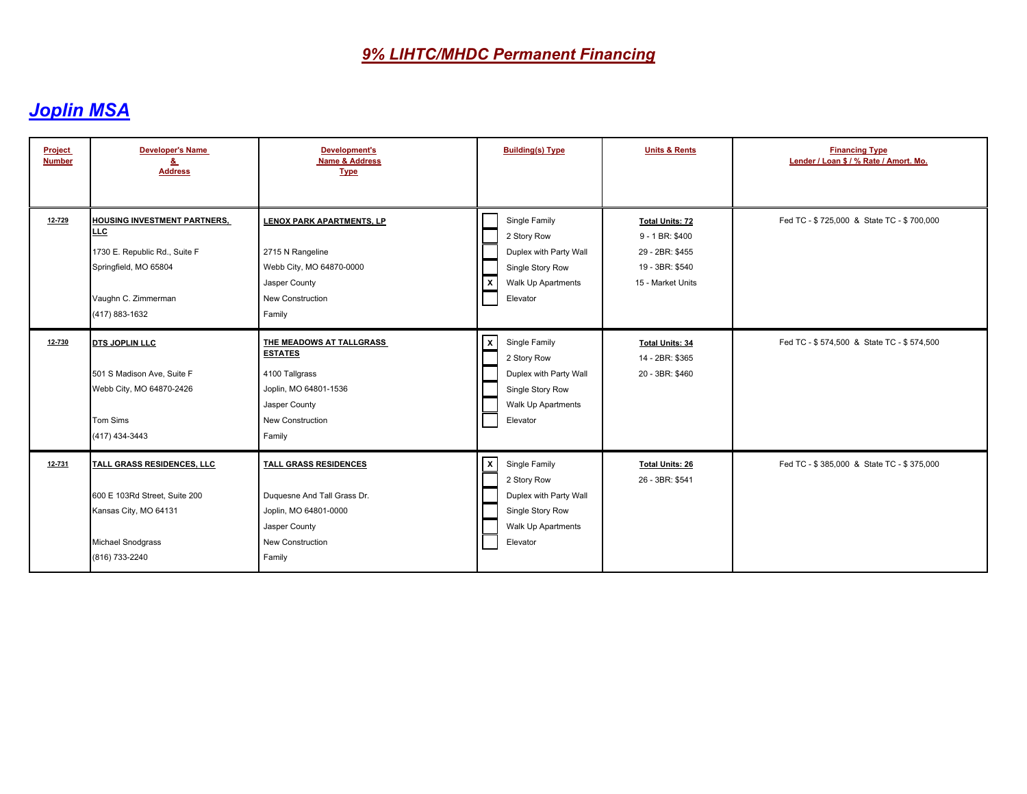# 9% LIHTC/MHDC Permanent Financing

## Joplin MSA

| Project Number | Developer's Name & Address | Development's Name & Address Type | Building(s) Type | Units & Rents | Financing Type Lender / Loan $ / % Rate / Amort. Mo. |
|---|---|---|---|---|---|
| 12-729 | **HOUSING INVESTMENT PARTNERS, LLC**<br>1730 E. Republic Rd., Suite F<br>Springfield, MO 65804<br>Vaughn C. Zimmerman<br>(417) 883-1632 | **LENOX PARK APARTMENTS, LP**<br>2715 N Rangeline<br>Webb City, MO 64870-0000<br>Jasper County<br>New Construction<br>Family | [ ] Single Family<br>[ ] 2 Story Row<br>[ ] Duplex with Party Wall<br>[ ] Single Story Row<br>[X] Walk Up Apartments<br>[ ] Elevator | **Total Units: 72**<br>9 - 1 BR: $400<br>29 - 2BR: $455<br>19 - 3BR: $540<br>15 - Market Units | Fed TC - $ 725,000 & State TC - $ 700,000 |
| 12-730 | **DTS JOPLIN LLC**<br>501 S Madison Ave, Suite F<br>Webb City, MO 64870-2426<br>Tom Sims<br>(417) 434-3443 | **THE MEADOWS AT TALLGRASS ESTATES**<br>4100 Tallgrass<br>Joplin, MO 64801-1536<br>Jasper County<br>New Construction<br>Family | [X] Single Family<br>[ ] 2 Story Row<br>[ ] Duplex with Party Wall<br>[ ] Single Story Row<br>[ ] Walk Up Apartments<br>[ ] Elevator | **Total Units: 34**<br>14 - 2BR: $365<br>20 - 3BR: $460 | Fed TC - $ 574,500 & State TC - $ 574,500 |
| 12-731 | **TALL GRASS RESIDENCES, LLC**<br>600 E 103Rd Street, Suite 200<br>Kansas City, MO 64131<br>Michael Snodgrass<br>(816) 733-2240 | **TALL GRASS RESIDENCES**<br>Duquesne And Tall Grass Dr.<br>Joplin, MO 64801-0000<br>Jasper County<br>New Construction<br>Family | [X] Single Family<br>[ ] 2 Story Row<br>[ ] Duplex with Party Wall<br>[ ] Single Story Row<br>[ ] Walk Up Apartments<br>[ ] Elevator | **Total Units: 26**<br>26 - 3BR: $541 | Fed TC - $ 385,000 & State TC - $ 375,000 |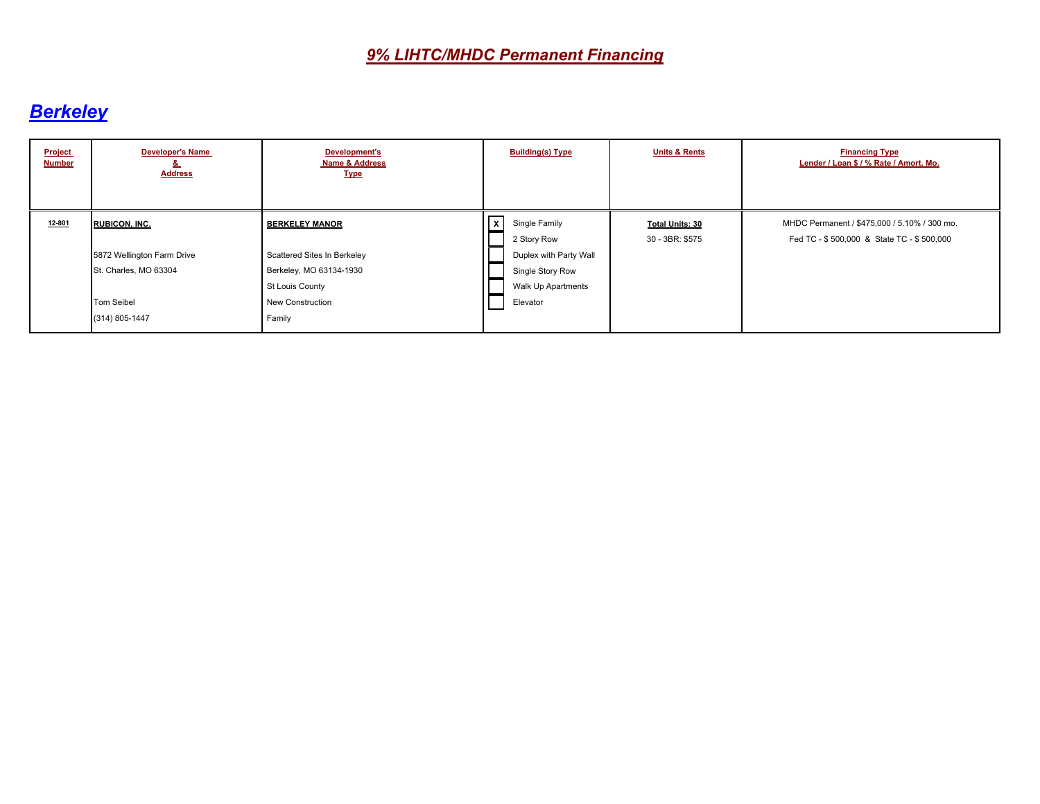## *9% LIHTC/MHDC Permanent Financing*

# *Berkeley*

| Project Number | Developer's Name & Address | Development's Name & Address Type | Building(s) Type | Units & Rents | Financing Type Lender / Loan $ / % Rate / Amort. Mo. |
|---|---|---|---|---|---|
| 12-801 | **RUBICON, INC.**<br><br>5872 Wellington Farm Drive<br>St. Charles, MO 63304<br><br>Tom Seibel<br>(314) 805-1447 | **BERKELEY MANOR**<br><br>Scattered Sites In Berkeley<br>Berkeley, MO 63134-1930<br>St Louis County<br>New Construction<br>Family | [X] Single Family<br>[ ] 2 Story Row<br>[ ] Duplex with Party Wall<br>[ ] Single Story Row<br>[ ] Walk Up Apartments<br>[ ] Elevator | **Total Units: 30**<br>30 - 3BR: $575 | MHDC Permanent / $475,000 / 5.10% / 300 mo.<br>Fed TC - $ 500,000 & State TC - $ 500,000 |